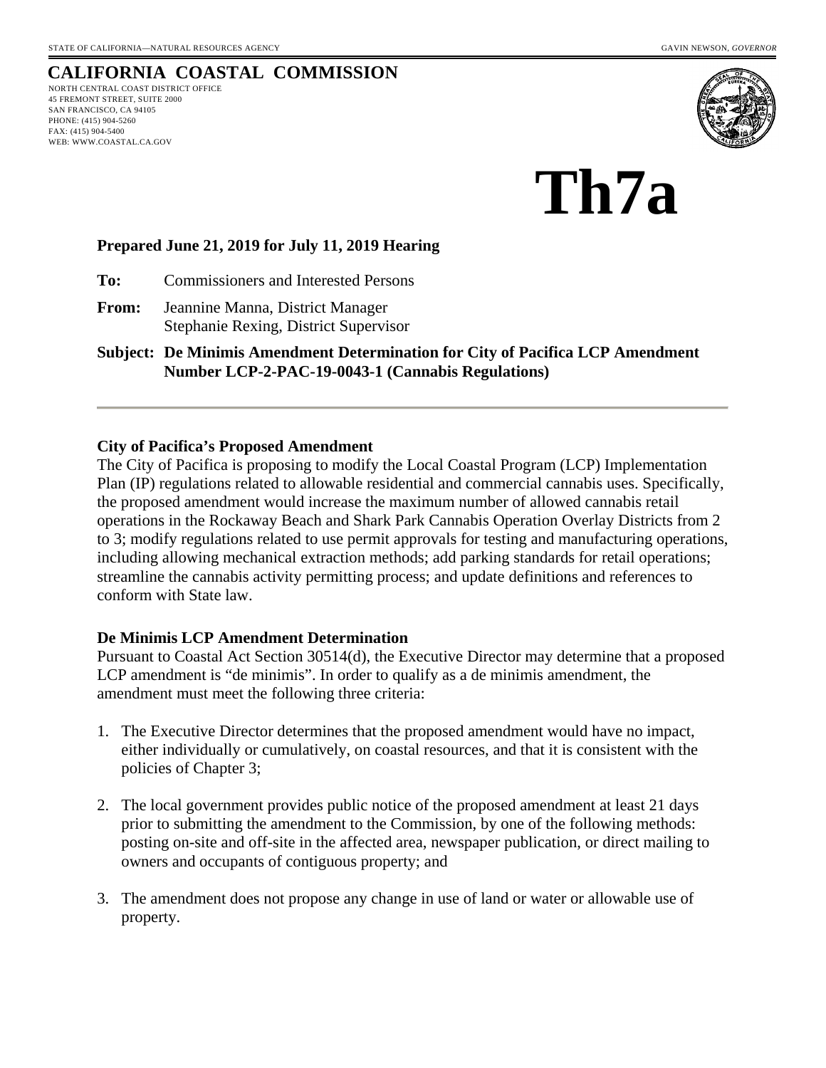STATE OF CALIFORNIA—NATURAL RESOURCES AGENCY GAVIN NEWSON, *GOVERNOR*

# CALIFORNIA COASTAL COMMISSION

NORTH CENTRAL COAST DISTRICT OFFICE
45 FREMONT STREET, SUITE 2000
SAN FRANCISCO, CA 94105
PHONE: (415) 904-5260
FAX: (415) 904-5400
WEB: WWW.COASTAL.CA.GOV

# Th7a

**Prepared June 21, 2019 for July 11, 2019 Hearing**

**To:** Commissioners and Interested Persons

**From:** Jeannine Manna, District Manager
Stephanie Rexing, District Supervisor

**Subject: De Minimis Amendment Determination for City of Pacifica LCP Amendment Number LCP-2-PAC-19-0043-1 (Cannabis Regulations)**

---

**City of Pacifica's Proposed Amendment**

The City of Pacifica is proposing to modify the Local Coastal Program (LCP) Implementation Plan (IP) regulations related to allowable residential and commercial cannabis uses. Specifically, the proposed amendment would increase the maximum number of allowed cannabis retail operations in the Rockaway Beach and Shark Park Cannabis Operation Overlay Districts from 2 to 3; modify regulations related to use permit approvals for testing and manufacturing operations, including allowing mechanical extraction methods; add parking standards for retail operations; streamline the cannabis activity permitting process; and update definitions and references to conform with State law.

**De Minimis LCP Amendment Determination**

Pursuant to Coastal Act Section 30514(d), the Executive Director may determine that a proposed LCP amendment is "de minimis". In order to qualify as a de minimis amendment, the amendment must meet the following three criteria:

1. The Executive Director determines that the proposed amendment would have no impact, either individually or cumulatively, on coastal resources, and that it is consistent with the policies of Chapter 3;

2. The local government provides public notice of the proposed amendment at least 21 days prior to submitting the amendment to the Commission, by one of the following methods: posting on-site and off-site in the affected area, newspaper publication, or direct mailing to owners and occupants of contiguous property; and

3. The amendment does not propose any change in use of land or water or allowable use of property.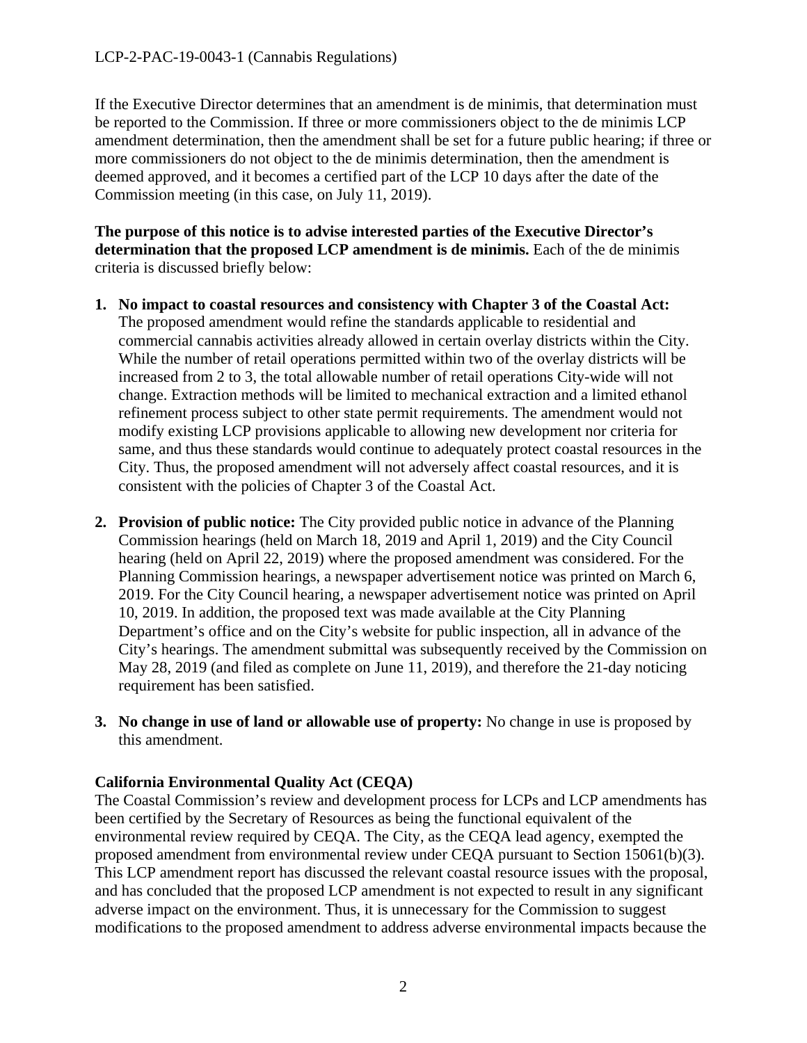If the Executive Director determines that an amendment is de minimis, that determination must be reported to the Commission. If three or more commissioners object to the de minimis LCP amendment determination, then the amendment shall be set for a future public hearing; if three or more commissioners do not object to the de minimis determination, then the amendment is deemed approved, and it becomes a certified part of the LCP 10 days after the date of the Commission meeting (in this case, on July 11, 2019).

**The purpose of this notice is to advise interested parties of the Executive Director's determination that the proposed LCP amendment is de minimis.** Each of the de minimis criteria is discussed briefly below:

1. **No impact to coastal resources and consistency with Chapter 3 of the Coastal Act:** The proposed amendment would refine the standards applicable to residential and commercial cannabis activities already allowed in certain overlay districts within the City. While the number of retail operations permitted within two of the overlay districts will be increased from 2 to 3, the total allowable number of retail operations City-wide will not change. Extraction methods will be limited to mechanical extraction and a limited ethanol refinement process subject to other state permit requirements. The amendment would not modify existing LCP provisions applicable to allowing new development nor criteria for same, and thus these standards would continue to adequately protect coastal resources in the City. Thus, the proposed amendment will not adversely affect coastal resources, and it is consistent with the policies of Chapter 3 of the Coastal Act.

2. **Provision of public notice:** The City provided public notice in advance of the Planning Commission hearings (held on March 18, 2019 and April 1, 2019) and the City Council hearing (held on April 22, 2019) where the proposed amendment was considered. For the Planning Commission hearings, a newspaper advertisement notice was printed on March 6, 2019. For the City Council hearing, a newspaper advertisement notice was printed on April 10, 2019. In addition, the proposed text was made available at the City Planning Department's office and on the City's website for public inspection, all in advance of the City's hearings. The amendment submittal was subsequently received by the Commission on May 28, 2019 (and filed as complete on June 11, 2019), and therefore the 21-day noticing requirement has been satisfied.

3. **No change in use of land or allowable use of property:** No change in use is proposed by this amendment.

**California Environmental Quality Act (CEQA)**

The Coastal Commission's review and development process for LCPs and LCP amendments has been certified by the Secretary of Resources as being the functional equivalent of the environmental review required by CEQA. The City, as the CEQA lead agency, exempted the proposed amendment from environmental review under CEQA pursuant to Section 15061(b)(3). This LCP amendment report has discussed the relevant coastal resource issues with the proposal, and has concluded that the proposed LCP amendment is not expected to result in any significant adverse impact on the environment. Thus, it is unnecessary for the Commission to suggest modifications to the proposed amendment to address adverse environmental impacts because the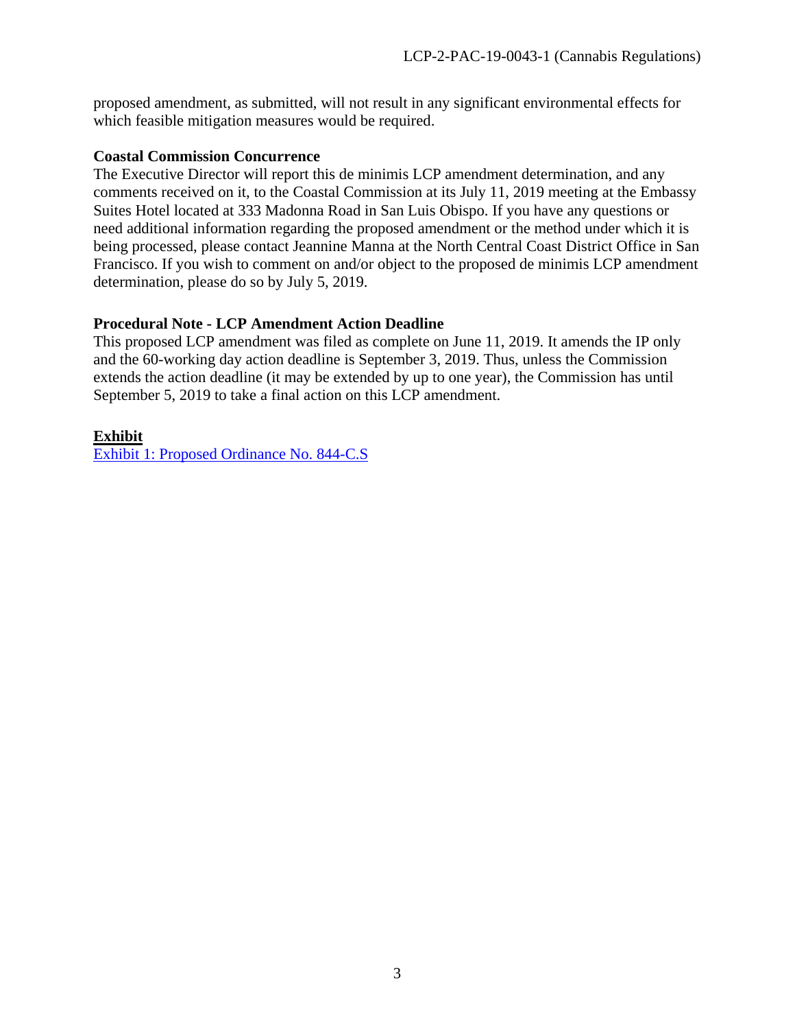proposed amendment, as submitted, will not result in any significant environmental effects for which feasible mitigation measures would be required.

**Coastal Commission Concurrence**

The Executive Director will report this de minimis LCP amendment determination, and any comments received on it, to the Coastal Commission at its July 11, 2019 meeting at the Embassy Suites Hotel located at 333 Madonna Road in San Luis Obispo. If you have any questions or need additional information regarding the proposed amendment or the method under which it is being processed, please contact Jeannine Manna at the North Central Coast District Office in San Francisco. If you wish to comment on and/or object to the proposed de minimis LCP amendment determination, please do so by July 5, 2019.

**Procedural Note - LCP Amendment Action Deadline**

This proposed LCP amendment was filed as complete on June 11, 2019. It amends the IP only and the 60-working day action deadline is September 3, 2019. Thus, unless the Commission extends the action deadline (it may be extended by up to one year), the Commission has until September 5, 2019 to take a final action on this LCP amendment.

**Exhibit**

Exhibit 1: Proposed Ordinance No. 844-C.S